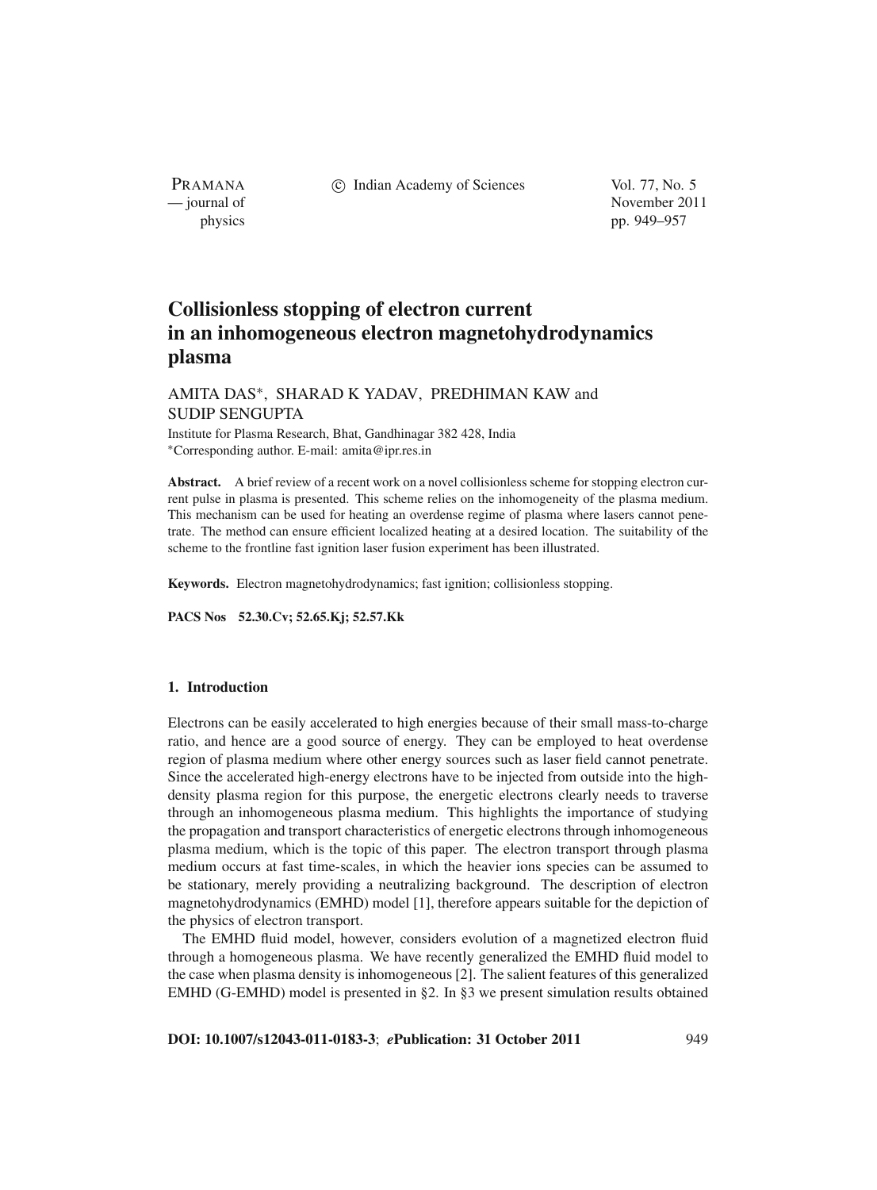# Collisionless stopping of electron current in an inhomogeneous electron magnetohydrodynamics plasma

AMITA DAS*, SHARAD K YADAV, PREDHIMAN KAW and SUDIP SENGUPTA

Institute for Plasma Research, Bhat, Gandhinagar 382 428, India
*Corresponding author. E-mail: amita@ipr.res.in

**Abstract.** A brief review of a recent work on a novel collisionless scheme for stopping electron current pulse in plasma is presented. This scheme relies on the inhomogeneity of the plasma medium. This mechanism can be used for heating an overdense regime of plasma where lasers cannot penetrate. The method can ensure efficient localized heating at a desired location. The suitability of the scheme to the frontline fast ignition laser fusion experiment has been illustrated.

**Keywords.** Electron magnetohydrodynamics; fast ignition; collisionless stopping.

**PACS Nos** 52.30.Cv; 52.65.Kj; 52.57.Kk

## 1. Introduction

Electrons can be easily accelerated to high energies because of their small mass-to-charge ratio, and hence are a good source of energy. They can be employed to heat overdense region of plasma medium where other energy sources such as laser field cannot penetrate. Since the accelerated high-energy electrons have to be injected from outside into the high-density plasma region for this purpose, the energetic electrons clearly needs to traverse through an inhomogeneous plasma medium. This highlights the importance of studying the propagation and transport characteristics of energetic electrons through inhomogeneous plasma medium, which is the topic of this paper. The electron transport through plasma medium occurs at fast time-scales, in which the heavier ions species can be assumed to be stationary, merely providing a neutralizing background. The description of electron magnetohydrodynamics (EMHD) model [1], therefore appears suitable for the depiction of the physics of electron transport.

The EMHD fluid model, however, considers evolution of a magnetized electron fluid through a homogeneous plasma. We have recently generalized the EMHD fluid model to the case when plasma density is inhomogeneous [2]. The salient features of this generalized EMHD (G-EMHD) model is presented in §2. In §3 we present simulation results obtained

**DOI: 10.1007/s12043-011-0183-3**; ***e*Publication: 31 October 2011**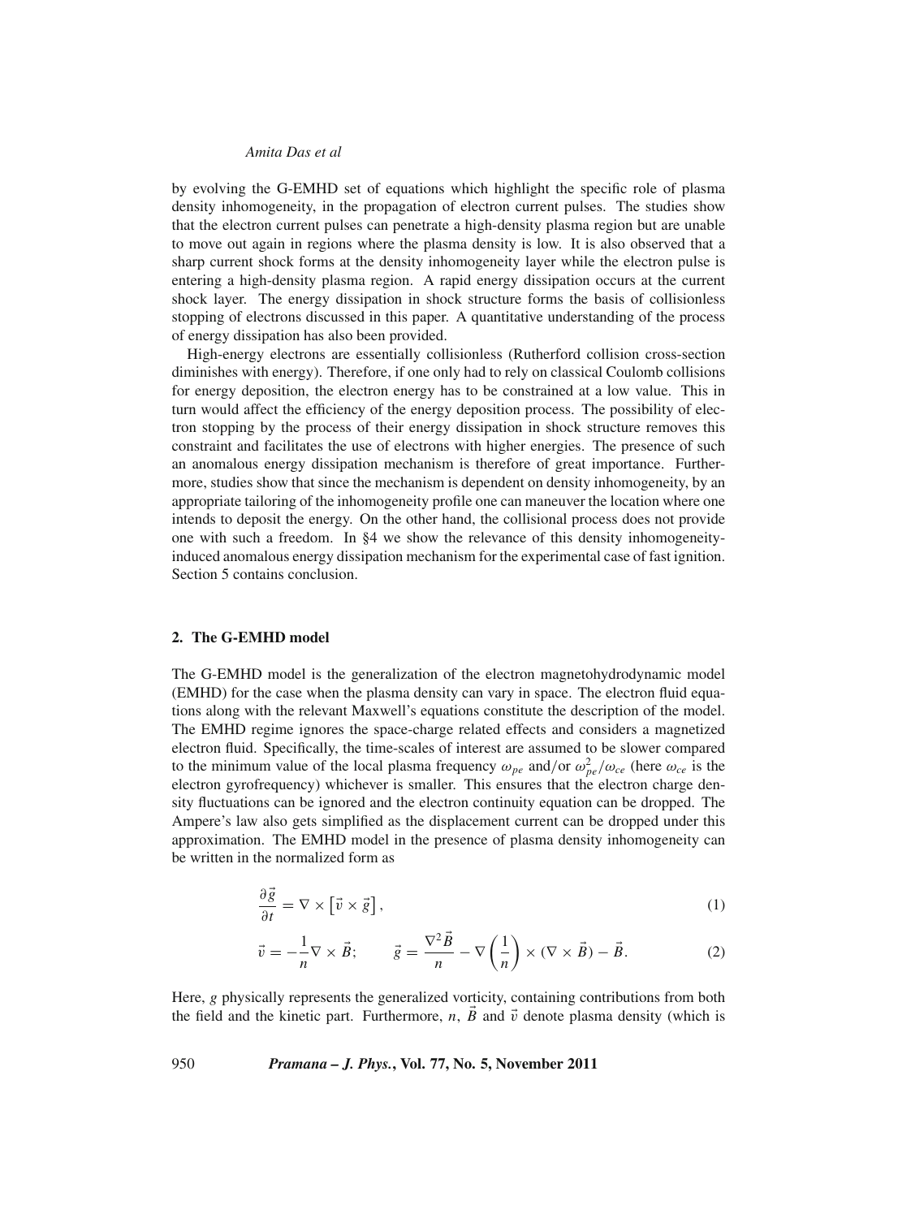by evolving the G-EMHD set of equations which highlight the specific role of plasma density inhomogeneity, in the propagation of electron current pulses. The studies show that the electron current pulses can penetrate a high-density plasma region but are unable to move out again in regions where the plasma density is low. It is also observed that a sharp current shock forms at the density inhomogeneity layer while the electron pulse is entering a high-density plasma region. A rapid energy dissipation occurs at the current shock layer. The energy dissipation in shock structure forms the basis of collisionless stopping of electrons discussed in this paper. A quantitative understanding of the process of energy dissipation has also been provided.

High-energy electrons are essentially collisionless (Rutherford collision cross-section diminishes with energy). Therefore, if one only had to rely on classical Coulomb collisions for energy deposition, the electron energy has to be constrained at a low value. This in turn would affect the efficiency of the energy deposition process. The possibility of electron stopping by the process of their energy dissipation in shock structure removes this constraint and facilitates the use of electrons with higher energies. The presence of such an anomalous energy dissipation mechanism is therefore of great importance. Furthermore, studies show that since the mechanism is dependent on density inhomogeneity, by an appropriate tailoring of the inhomogeneity profile one can maneuver the location where one intends to deposit the energy. On the other hand, the collisional process does not provide one with such a freedom. In §4 we show the relevance of this density inhomogeneity-induced anomalous energy dissipation mechanism for the experimental case of fast ignition. Section 5 contains conclusion.

## 2. The G-EMHD model

The G-EMHD model is the generalization of the electron magnetohydrodynamic model (EMHD) for the case when the plasma density can vary in space. The electron fluid equations along with the relevant Maxwell's equations constitute the description of the model. The EMHD regime ignores the space-charge related effects and considers a magnetized electron fluid. Specifically, the time-scales of interest are assumed to be slower compared to the minimum value of the local plasma frequency $\omega_{pe}$ and/or $\omega_{pe}^2/\omega_{ce}$ (here $\omega_{ce}$ is the electron gyrofrequency) whichever is smaller. This ensures that the electron charge density fluctuations can be ignored and the electron continuity equation can be dropped. The Ampere's law also gets simplified as the displacement current can be dropped under this approximation. The EMHD model in the presence of plasma density inhomogeneity can be written in the normalized form as

$$\frac{\partial \vec{g}}{\partial t} = \nabla \times \left[\vec{v} \times \vec{g}\right], \tag{1}$$

$$\vec{v} = -\frac{1}{n}\nabla \times \vec{B}; \qquad \vec{g} = \frac{\nabla^2 \vec{B}}{n} - \nabla\left(\frac{1}{n}\right) \times (\nabla \times \vec{B}) - \vec{B}. \tag{2}$$

Here, $g$ physically represents the generalized vorticity, containing contributions from both the field and the kinetic part. Furthermore, $n$, $\vec{B}$ and $\vec{v}$ denote plasma density (which is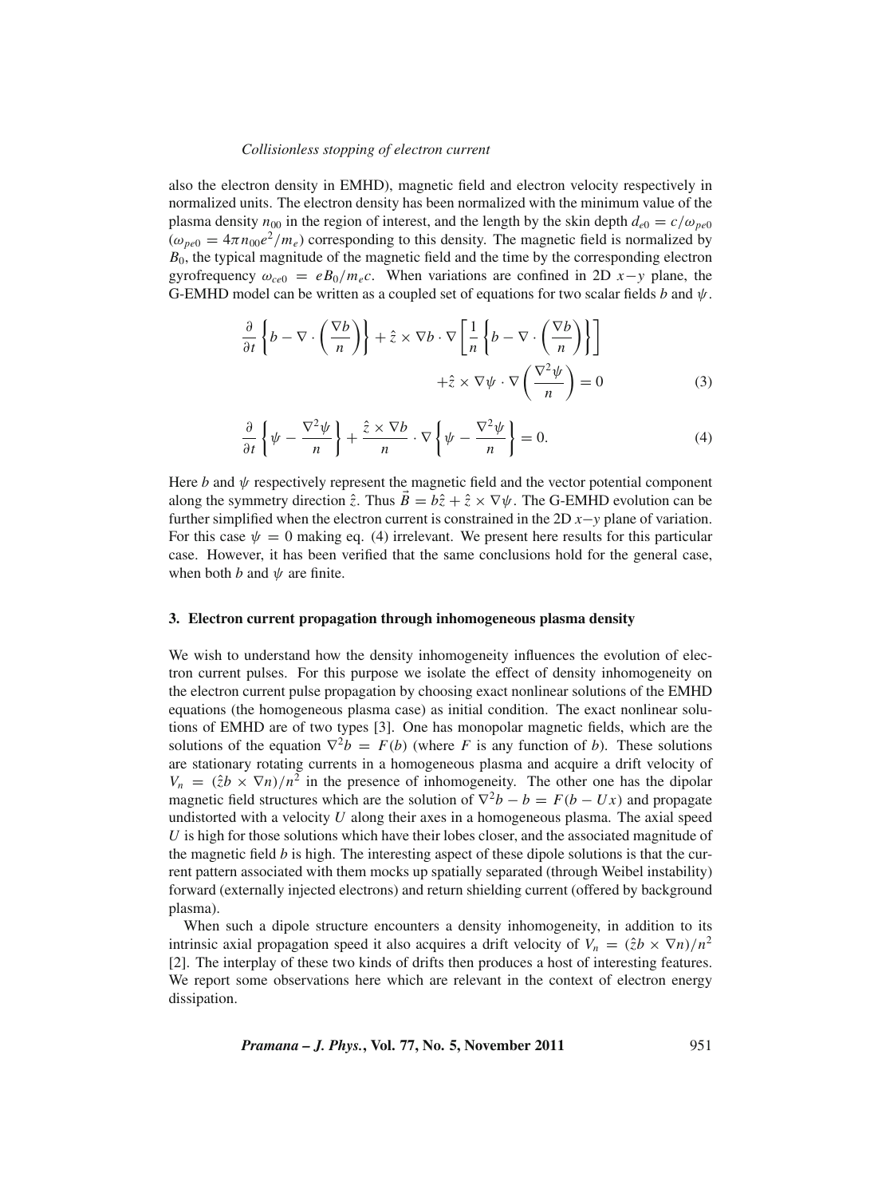also the electron density in EMHD), magnetic field and electron velocity respectively in normalized units. The electron density has been normalized with the minimum value of the plasma density $n_{00}$ in the region of interest, and the length by the skin depth $d_{e0} = c/\omega_{pe0}$ ($\omega_{pe0} = 4\pi n_{00}e^2/m_e$) corresponding to this density. The magnetic field is normalized by $B_0$, the typical magnitude of the magnetic field and the time by the corresponding electron gyrofrequency $\omega_{ce0} = eB_0/m_e c$. When variations are confined in 2D $x-y$ plane, the G-EMHD model can be written as a coupled set of equations for two scalar fields $b$ and $\psi$.

$$\frac{\partial}{\partial t}\left\{b - \nabla\cdot\left(\frac{\nabla b}{n}\right)\right\} + \hat{z}\times\nabla b\cdot\nabla\left[\frac{1}{n}\left\{b - \nabla\cdot\left(\frac{\nabla b}{n}\right)\right\}\right] + \hat{z}\times\nabla\psi\cdot\nabla\left(\frac{\nabla^2\psi}{n}\right) = 0 \tag{3}$$

$$\frac{\partial}{\partial t}\left\{\psi - \frac{\nabla^2\psi}{n}\right\} + \frac{\hat{z}\times\nabla b}{n}\cdot\nabla\left\{\psi - \frac{\nabla^2\psi}{n}\right\} = 0. \tag{4}$$

Here $b$ and $\psi$ respectively represent the magnetic field and the vector potential component along the symmetry direction $\hat{z}$. Thus $\vec{B} = b\hat{z} + \hat{z}\times\nabla\psi$. The G-EMHD evolution can be further simplified when the electron current is constrained in the 2D $x-y$ plane of variation. For this case $\psi = 0$ making eq. (4) irrelevant. We present here results for this particular case. However, it has been verified that the same conclusions hold for the general case, when both $b$ and $\psi$ are finite.

### 3. Electron current propagation through inhomogeneous plasma density

We wish to understand how the density inhomogeneity influences the evolution of electron current pulses. For this purpose we isolate the effect of density inhomogeneity on the electron current pulse propagation by choosing exact nonlinear solutions of the EMHD equations (the homogeneous plasma case) as initial condition. The exact nonlinear solutions of EMHD are of two types [3]. One has monopolar magnetic fields, which are the solutions of the equation $\nabla^2 b = F(b)$ (where $F$ is any function of $b$). These solutions are stationary rotating currents in a homogeneous plasma and acquire a drift velocity of $V_n = (\hat{z}b\times\nabla n)/n^2$ in the presence of inhomogeneity. The other one has the dipolar magnetic field structures which are the solution of $\nabla^2 b - b = F(b - Ux)$ and propagate undistorted with a velocity $U$ along their axes in a homogeneous plasma. The axial speed $U$ is high for those solutions which have their lobes closer, and the associated magnitude of the magnetic field $b$ is high. The interesting aspect of these dipole solutions is that the current pattern associated with them mocks up spatially separated (through Weibel instability) forward (externally injected electrons) and return shielding current (offered by background plasma).

When such a dipole structure encounters a density inhomogeneity, in addition to its intrinsic axial propagation speed it also acquires a drift velocity of $V_n = (\hat{z}b\times\nabla n)/n^2$ [2]. The interplay of these two kinds of drifts then produces a host of interesting features. We report some observations here which are relevant in the context of electron energy dissipation.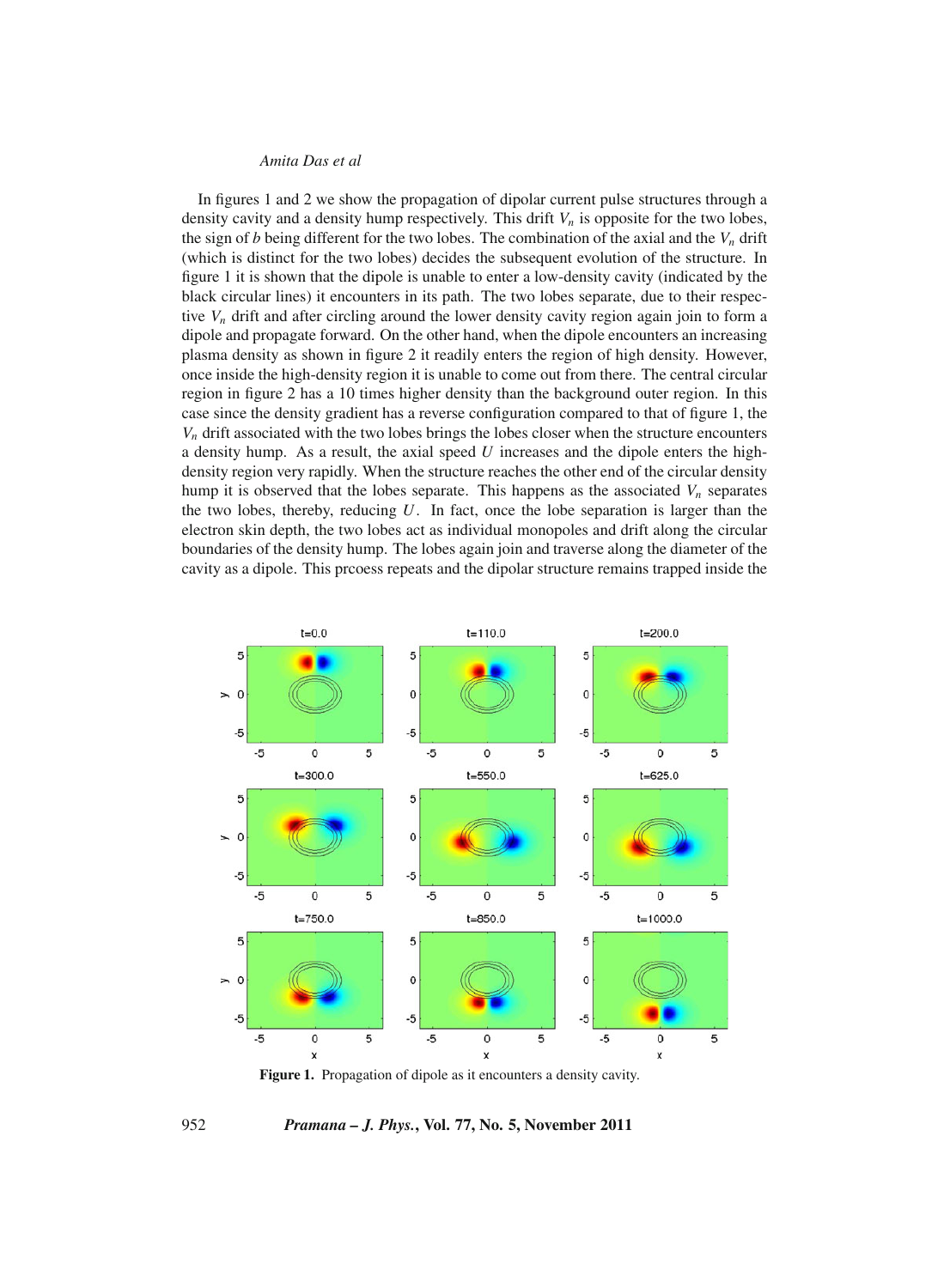In figures 1 and 2 we show the propagation of dipolar current pulse structures through a density cavity and a density hump respectively. This drift $V_n$ is opposite for the two lobes, the sign of $b$ being different for the two lobes. The combination of the axial and the $V_n$ drift (which is distinct for the two lobes) decides the subsequent evolution of the structure. In figure 1 it is shown that the dipole is unable to enter a low-density cavity (indicated by the black circular lines) it encounters in its path. The two lobes separate, due to their respective $V_n$ drift and after circling around the lower density cavity region again join to form a dipole and propagate forward. On the other hand, when the dipole encounters an increasing plasma density as shown in figure 2 it readily enters the region of high density. However, once inside the high-density region it is unable to come out from there. The central circular region in figure 2 has a 10 times higher density than the background outer region. In this case since the density gradient has a reverse configuration compared to that of figure 1, the $V_n$ drift associated with the two lobes brings the lobes closer when the structure encounters a density hump. As a result, the axial speed $U$ increases and the dipole enters the high-density region very rapidly. When the structure reaches the other end of the circular density hump it is observed that the lobes separate. This happens as the associated $V_n$ separates the two lobes, thereby, reducing $U$. In fact, once the lobe separation is larger than the electron skin depth, the two lobes act as individual monopoles and drift along the circular boundaries of the density hump. The lobes again join and traverse along the diameter of the cavity as a dipole. This prcoess repeats and the dipolar structure remains trapped inside the

**Figure 1.** Propagation of dipole as it encounters a density cavity.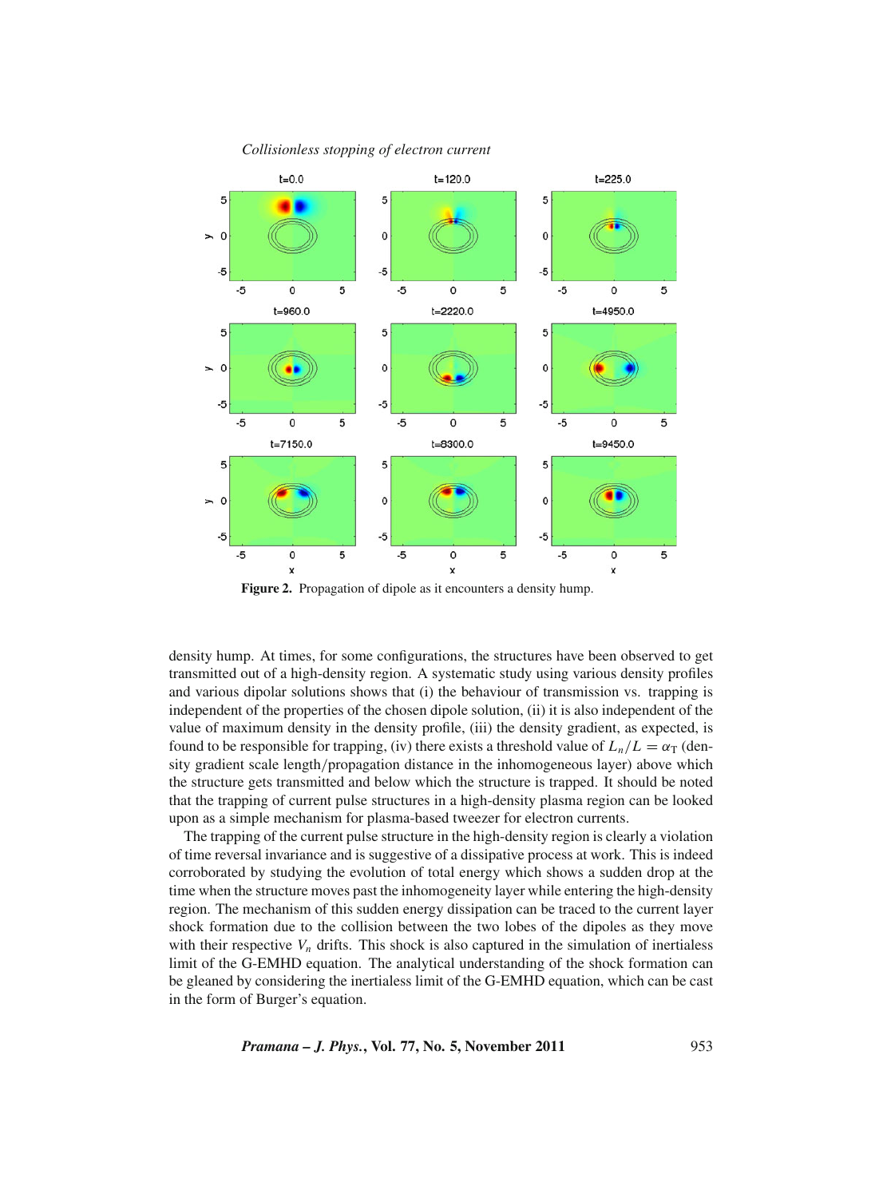**Figure 2.** Propagation of dipole as it encounters a density hump.

density hump. At times, for some configurations, the structures have been observed to get transmitted out of a high-density region. A systematic study using various density profiles and various dipolar solutions shows that (i) the behaviour of transmission vs. trapping is independent of the properties of the chosen dipole solution, (ii) it is also independent of the value of maximum density in the density profile, (iii) the density gradient, as expected, is found to be responsible for trapping, (iv) there exists a threshold value of $L_n/L = \alpha_{\mathrm{T}}$ (density gradient scale length/propagation distance in the inhomogeneous layer) above which the structure gets transmitted and below which the structure is trapped. It should be noted that the trapping of current pulse structures in a high-density plasma region can be looked upon as a simple mechanism for plasma-based tweezer for electron currents.

The trapping of the current pulse structure in the high-density region is clearly a violation of time reversal invariance and is suggestive of a dissipative process at work. This is indeed corroborated by studying the evolution of total energy which shows a sudden drop at the time when the structure moves past the inhomogeneity layer while entering the high-density region. The mechanism of this sudden energy dissipation can be traced to the current layer shock formation due to the collision between the two lobes of the dipoles as they move with their respective $V_n$ drifts. This shock is also captured in the simulation of inertialess limit of the G-EMHD equation. The analytical understanding of the shock formation can be gleaned by considering the inertialess limit of the G-EMHD equation, which can be cast in the form of Burger's equation.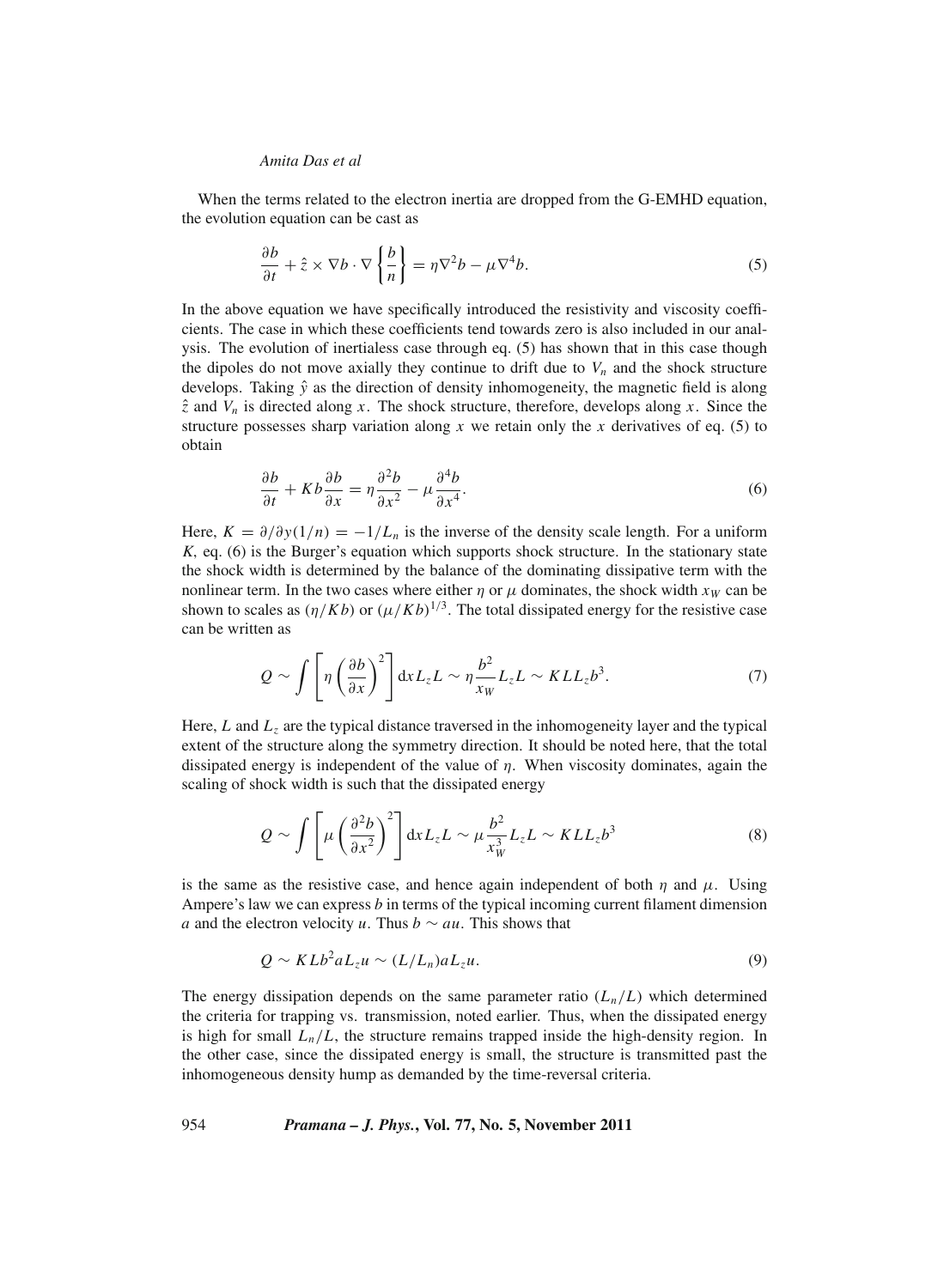When the terms related to the electron inertia are dropped from the G-EMHD equation, the evolution equation can be cast as

$$\frac{\partial b}{\partial t} + \hat{z} \times \nabla b \cdot \nabla \left\{ \frac{b}{n} \right\} = \eta \nabla^2 b - \mu \nabla^4 b. \tag{5}$$

In the above equation we have specifically introduced the resistivity and viscosity coefficients. The case in which these coefficients tend towards zero is also included in our analysis. The evolution of inertialess case through eq. (5) has shown that in this case though the dipoles do not move axially they continue to drift due to $V_n$ and the shock structure develops. Taking $\hat{y}$ as the direction of density inhomogeneity, the magnetic field is along $\hat{z}$ and $V_n$ is directed along $x$. The shock structure, therefore, develops along $x$. Since the structure possesses sharp variation along $x$ we retain only the $x$ derivatives of eq. (5) to obtain

$$\frac{\partial b}{\partial t} + K b \frac{\partial b}{\partial x} = \eta \frac{\partial^2 b}{\partial x^2} - \mu \frac{\partial^4 b}{\partial x^4}. \tag{6}$$

Here, $K = \partial/\partial y(1/n) = -1/L_n$ is the inverse of the density scale length. For a uniform $K$, eq. (6) is the Burger's equation which supports shock structure. In the stationary state the shock width is determined by the balance of the dominating dissipative term with the nonlinear term. In the two cases where either $\eta$ or $\mu$ dominates, the shock width $x_W$ can be shown to scales as $(\eta/Kb)$ or $(\mu/Kb)^{1/3}$. The total dissipated energy for the resistive case can be written as

$$Q \sim \int \left[ \eta \left( \frac{\partial b}{\partial x} \right)^2 \right] \mathrm{d}x L_z L \sim \eta \frac{b^2}{x_W} L_z L \sim K L L_z b^3. \tag{7}$$

Here, $L$ and $L_z$ are the typical distance traversed in the inhomogeneity layer and the typical extent of the structure along the symmetry direction. It should be noted here, that the total dissipated energy is independent of the value of $\eta$. When viscosity dominates, again the scaling of shock width is such that the dissipated energy

$$Q \sim \int \left[ \mu \left( \frac{\partial^2 b}{\partial x^2} \right)^2 \right] \mathrm{d}x L_z L \sim \mu \frac{b^2}{x_W^3} L_z L \sim K L L_z b^3 \tag{8}$$

is the same as the resistive case, and hence again independent of both $\eta$ and $\mu$. Using Ampere's law we can express $b$ in terms of the typical incoming current filament dimension $a$ and the electron velocity $u$. Thus $b \sim au$. This shows that

$$Q \sim K L b^2 a L_z u \sim (L/L_n) a L_z u. \tag{9}$$

The energy dissipation depends on the same parameter ratio $(L_n/L)$ which determined the criteria for trapping vs. transmission, noted earlier. Thus, when the dissipated energy is high for small $L_n/L$, the structure remains trapped inside the high-density region. In the other case, since the dissipated energy is small, the structure is transmitted past the inhomogeneous density hump as demanded by the time-reversal criteria.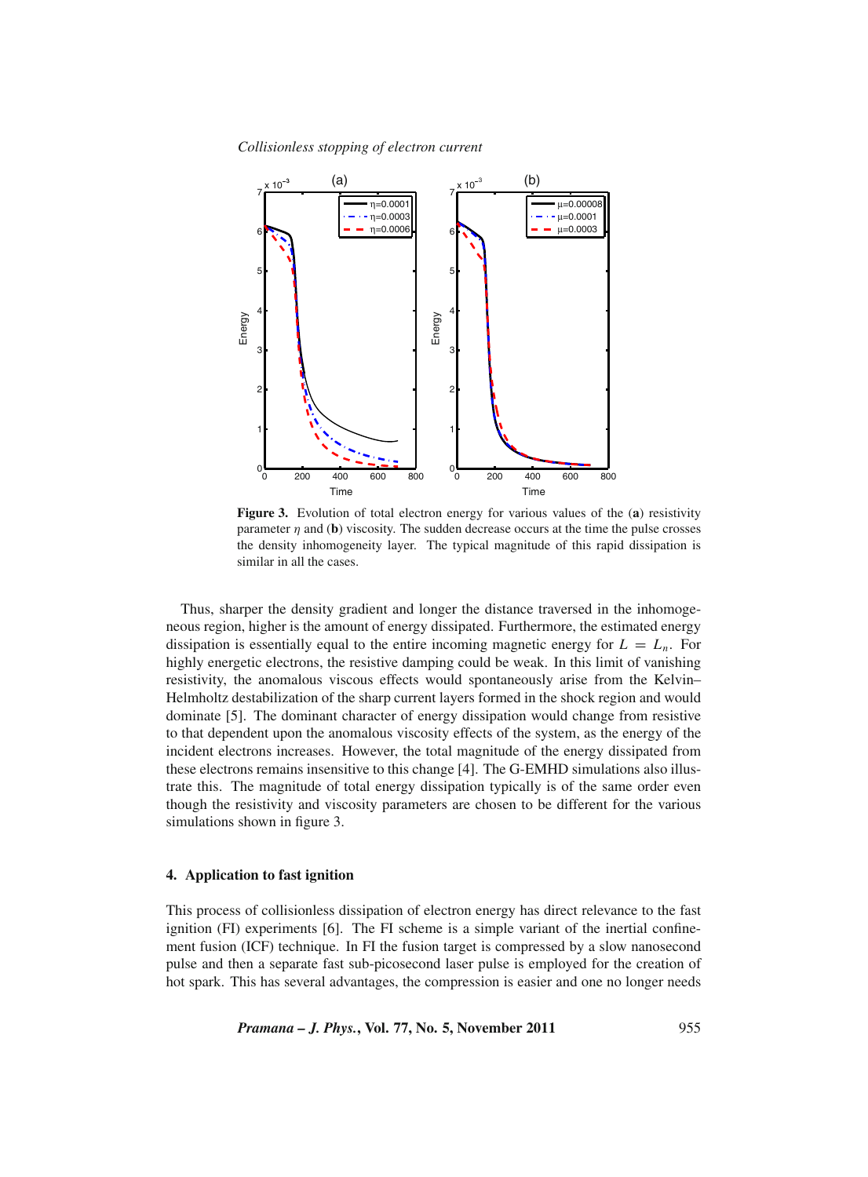**Figure 3.** Evolution of total electron energy for various values of the (**a**) resistivity parameter $\eta$ and (**b**) viscosity. The sudden decrease occurs at the time the pulse crosses the density inhomogeneity layer. The typical magnitude of this rapid dissipation is similar in all the cases.

Thus, sharper the density gradient and longer the distance traversed in the inhomogeneous region, higher is the amount of energy dissipated. Furthermore, the estimated energy dissipation is essentially equal to the entire incoming magnetic energy for $L = L_n$. For highly energetic electrons, the resistive damping could be weak. In this limit of vanishing resistivity, the anomalous viscous effects would spontaneously arise from the Kelvin–Helmholtz destabilization of the sharp current layers formed in the shock region and would dominate [5]. The dominant character of energy dissipation would change from resistive to that dependent upon the anomalous viscosity effects of the system, as the energy of the incident electrons increases. However, the total magnitude of the energy dissipated from these electrons remains insensitive to this change [4]. The G-EMHD simulations also illustrate this. The magnitude of total energy dissipation typically is of the same order even though the resistivity and viscosity parameters are chosen to be different for the various simulations shown in figure 3.

## 4. Application to fast ignition

This process of collisionless dissipation of electron energy has direct relevance to the fast ignition (FI) experiments [6]. The FI scheme is a simple variant of the inertial confinement fusion (ICF) technique. In FI the fusion target is compressed by a slow nanosecond pulse and then a separate fast sub-picosecond laser pulse is employed for the creation of hot spark. This has several advantages, the compression is easier and one no longer needs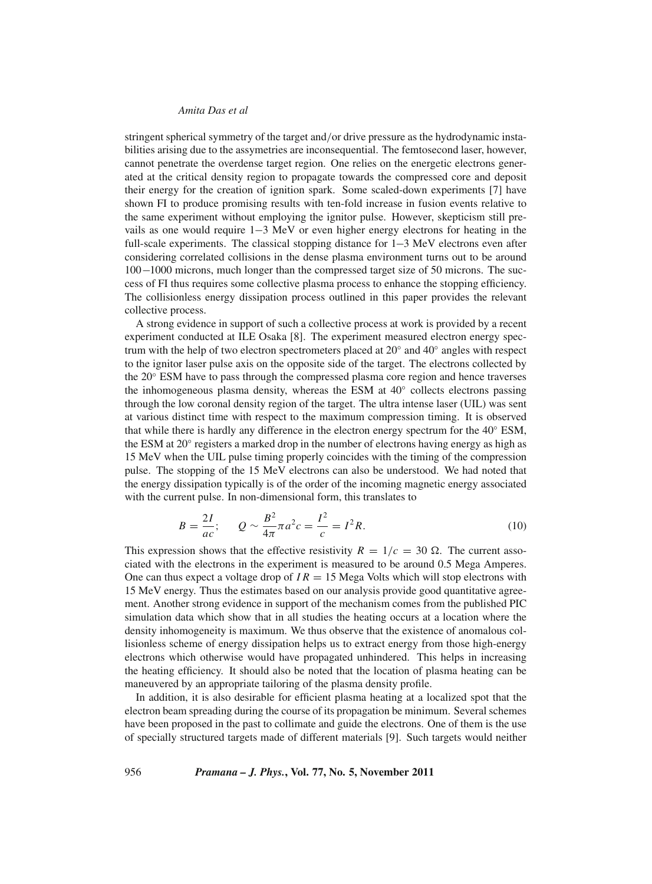stringent spherical symmetry of the target and/or drive pressure as the hydrodynamic instabilities arising due to the assymetries are inconsequential. The femtosecond laser, however, cannot penetrate the overdense target region. One relies on the energetic electrons generated at the critical density region to propagate towards the compressed core and deposit their energy for the creation of ignition spark. Some scaled-down experiments [7] have shown FI to produce promising results with ten-fold increase in fusion events relative to the same experiment without employing the ignitor pulse. However, skepticism still prevails as one would require 1−3 MeV or even higher energy electrons for heating in the full-scale experiments. The classical stopping distance for 1−3 MeV electrons even after considering correlated collisions in the dense plasma environment turns out to be around 100−1000 microns, much longer than the compressed target size of 50 microns. The success of FI thus requires some collective plasma process to enhance the stopping efficiency. The collisionless energy dissipation process outlined in this paper provides the relevant collective process.

A strong evidence in support of such a collective process at work is provided by a recent experiment conducted at ILE Osaka [8]. The experiment measured electron energy spectrum with the help of two electron spectrometers placed at 20° and 40° angles with respect to the ignitor laser pulse axis on the opposite side of the target. The electrons collected by the 20° ESM have to pass through the compressed plasma core region and hence traverses the inhomogeneous plasma density, whereas the ESM at 40° collects electrons passing through the low coronal density region of the target. The ultra intense laser (UIL) was sent at various distinct time with respect to the maximum compression timing. It is observed that while there is hardly any difference in the electron energy spectrum for the 40° ESM, the ESM at 20° registers a marked drop in the number of electrons having energy as high as 15 MeV when the UIL pulse timing properly coincides with the timing of the compression pulse. The stopping of the 15 MeV electrons can also be understood. We had noted that the energy dissipation typically is of the order of the incoming magnetic energy associated with the current pulse. In non-dimensional form, this translates to

$$B = \frac{2I}{ac}; \qquad Q \sim \frac{B^2}{4\pi}\pi a^2 c = \frac{I^2}{c} = I^2 R. \tag{10}$$

This expression shows that the effective resistivity $R = 1/c = 30\ \Omega$. The current associated with the electrons in the experiment is measured to be around 0.5 Mega Amperes. One can thus expect a voltage drop of $IR = 15$ Mega Volts which will stop electrons with 15 MeV energy. Thus the estimates based on our analysis provide good quantitative agreement. Another strong evidence in support of the mechanism comes from the published PIC simulation data which show that in all studies the heating occurs at a location where the density inhomogeneity is maximum. We thus observe that the existence of anomalous collisionless scheme of energy dissipation helps us to extract energy from those high-energy electrons which otherwise would have propagated unhindered. This helps in increasing the heating efficiency. It should also be noted that the location of plasma heating can be maneuvered by an appropriate tailoring of the plasma density profile.

In addition, it is also desirable for efficient plasma heating at a localized spot that the electron beam spreading during the course of its propagation be minimum. Several schemes have been proposed in the past to collimate and guide the electrons. One of them is the use of specially structured targets made of different materials [9]. Such targets would neither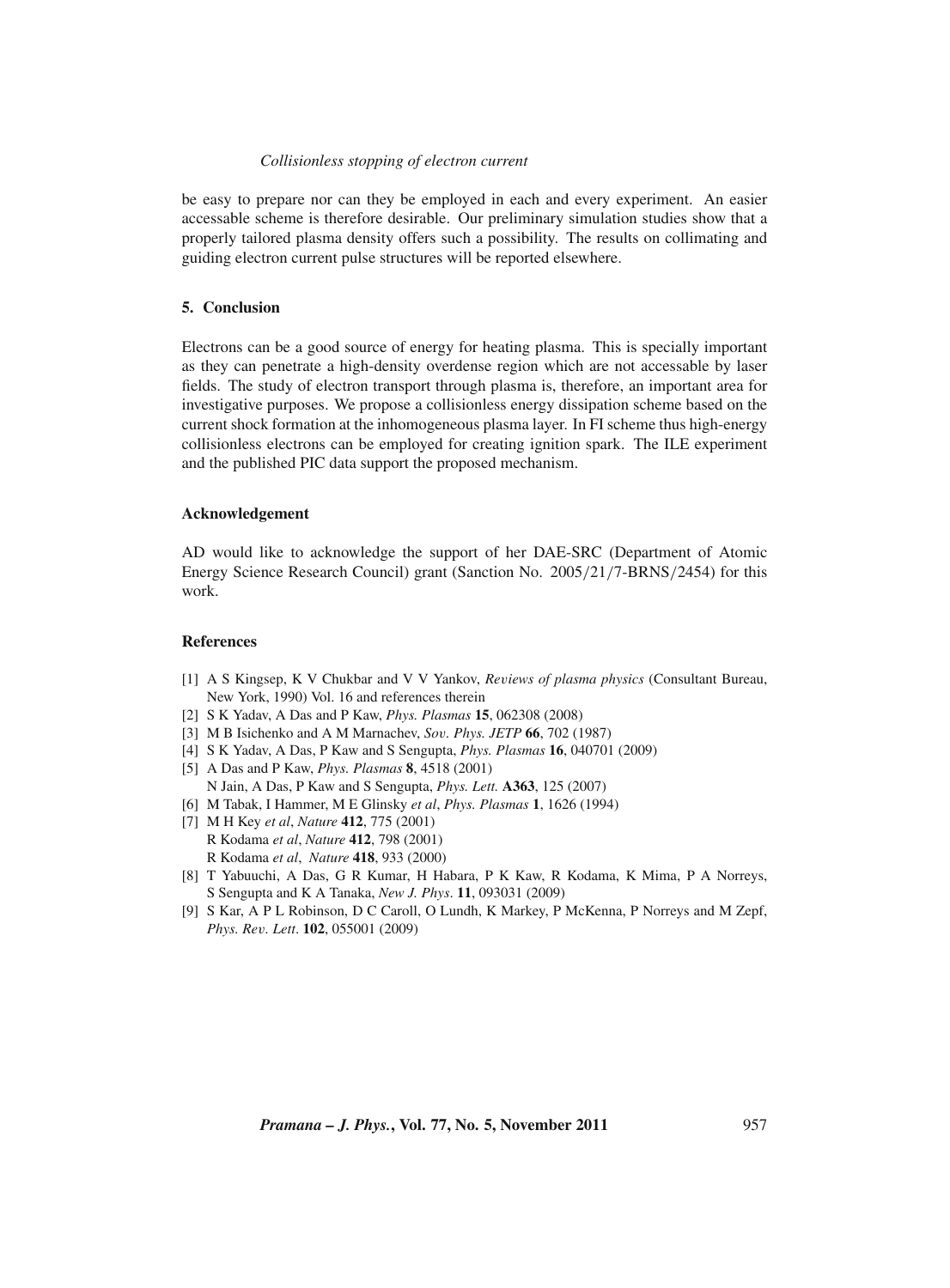be easy to prepare nor can they be employed in each and every experiment. An easier accessable scheme is therefore desirable. Our preliminary simulation studies show that a properly tailored plasma density offers such a possibility. The results on collimating and guiding electron current pulse structures will be reported elsewhere.

## 5. Conclusion

Electrons can be a good source of energy for heating plasma. This is specially important as they can penetrate a high-density overdense region which are not accessable by laser fields. The study of electron transport through plasma is, therefore, an important area for investigative purposes. We propose a collisionless energy dissipation scheme based on the current shock formation at the inhomogeneous plasma layer. In FI scheme thus high-energy collisionless electrons can be employed for creating ignition spark. The ILE experiment and the published PIC data support the proposed mechanism.

## Acknowledgement

AD would like to acknowledge the support of her DAE-SRC (Department of Atomic Energy Science Research Council) grant (Sanction No. 2005/21/7-BRNS/2454) for this work.

## References

[1] A S Kingsep, K V Chukbar and V V Yankov, *Reviews of plasma physics* (Consultant Bureau, New York, 1990) Vol. 16 and references therein

[2] S K Yadav, A Das and P Kaw, *Phys. Plasmas* **15**, 062308 (2008)

[3] M B Isichenko and A M Marnachev, *Sov. Phys. JETP* **66**, 702 (1987)

[4] S K Yadav, A Das, P Kaw and S Sengupta, *Phys. Plasmas* **16**, 040701 (2009)

[5] A Das and P Kaw, *Phys. Plasmas* **8**, 4518 (2001)
N Jain, A Das, P Kaw and S Sengupta, *Phys. Lett.* **A363**, 125 (2007)

[6] M Tabak, I Hammer, M E Glinsky *et al*, *Phys. Plasmas* **1**, 1626 (1994)

[7] M H Key *et al*, *Nature* **412**, 775 (2001)
R Kodama *et al*, *Nature* **412**, 798 (2001)
R Kodama *et al*, *Nature* **418**, 933 (2000)

[8] T Yabuuchi, A Das, G R Kumar, H Habara, P K Kaw, R Kodama, K Mima, P A Norreys, S Sengupta and K A Tanaka, *New J. Phys*. **11**, 093031 (2009)

[9] S Kar, A P L Robinson, D C Caroll, O Lundh, K Markey, P McKenna, P Norreys and M Zepf, *Phys. Rev. Lett*. **102**, 055001 (2009)